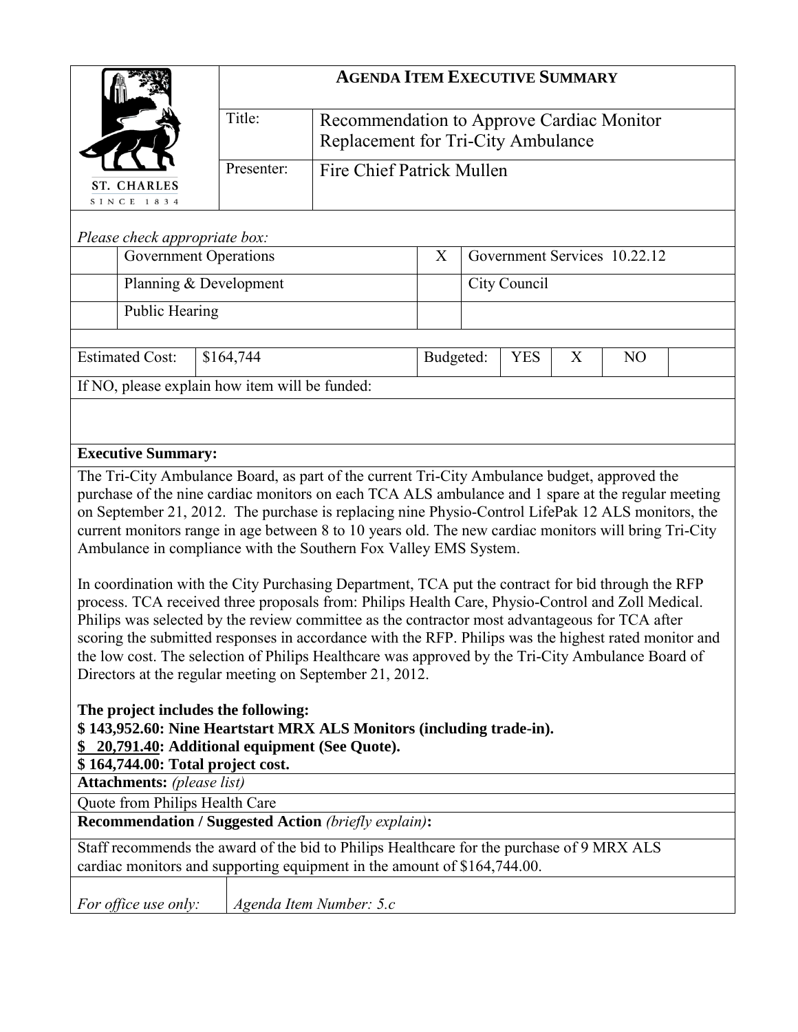ST. CHARLES
SINCE 1834

## AGENDA ITEM EXECUTIVE SUMMARY

| | |
|---|---|
| Title: | Recommendation to Approve Cardiac Monitor Replacement for Tri-City Ambulance |
| Presenter: | Fire Chief Patrick Mullen |

*Please check appropriate box:*

| | | | |
|---|---|---|---|
| | Government Operations | X | Government Services 10.22.12 |
| | Planning & Development | | City Council |
| | Public Hearing | | |

| Estimated Cost: | $164,744 | Budgeted: | YES | X | NO | |
|---|---|---|---|---|---|---|

If NO, please explain how item will be funded:

**Executive Summary:**

The Tri-City Ambulance Board, as part of the current Tri-City Ambulance budget, approved the purchase of the nine cardiac monitors on each TCA ALS ambulance and 1 spare at the regular meeting on September 21, 2012. The purchase is replacing nine Physio-Control LifePak 12 ALS monitors, the current monitors range in age between 8 to 10 years old. The new cardiac monitors will bring Tri-City Ambulance in compliance with the Southern Fox Valley EMS System.

In coordination with the City Purchasing Department, TCA put the contract for bid through the RFP process. TCA received three proposals from: Philips Health Care, Physio-Control and Zoll Medical. Philips was selected by the review committee as the contractor most advantageous for TCA after scoring the submitted responses in accordance with the RFP. Philips was the highest rated monitor and the low cost. The selection of Philips Healthcare was approved by the Tri-City Ambulance Board of Directors at the regular meeting on September 21, 2012.

**The project includes the following:**
**$ 143,952.60: Nine Heartstart MRX ALS Monitors (including trade-in).**
**$ 20,791.40: Additional equipment (See Quote).**
**$ 164,744.00: Total project cost.**

**Attachments:** *(please list)*

Quote from Philips Health Care

**Recommendation / Suggested Action** *(briefly explain)***:**

Staff recommends the award of the bid to Philips Healthcare for the purchase of 9 MRX ALS cardiac monitors and supporting equipment in the amount of $164,744.00.

| *For office use only:* | *Agenda Item Number: 5.c* |
|---|---|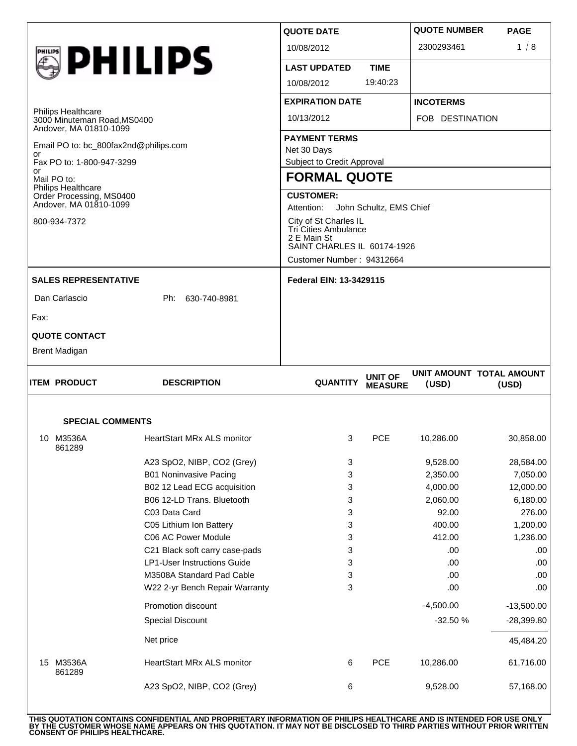# PHILIPS

Philips Healthcare
3000 Minuteman Road,MS0400
Andover, MA 01810-1099

Email PO to: bc_800fax2nd@philips.com
or
Fax PO to: 1-800-947-3299
or
Mail PO to:
Philips Healthcare
Order Processing, MS0400
Andover, MA 01810-1099

800-934-7372

| QUOTE DATE | | QUOTE NUMBER | PAGE |
|---|---|---|---|
| 10/08/2012 | | 2300293461 | 1 / 8 |
| **LAST UPDATED** | **TIME** | | |
| 10/08/2012 | 19:40:23 | | |
| **EXPIRATION DATE** | | **INCOTERMS** | |
| 10/13/2012 | | FOB DESTINATION | |

**PAYMENT TERMS**
Net 30 Days
Subject to Credit Approval

## FORMAL QUOTE

**CUSTOMER:**
Attention: John Schultz, EMS Chief
City of St Charles IL
Tri Cities Ambulance
2 E Main St
SAINT CHARLES IL 60174-1926
Customer Number : 94312664

**SALES REPRESENTATIVE**
Dan Carlascio Ph: 630-740-8981
Fax:

**QUOTE CONTACT**
Brent Madigan

**Federal EIN: 13-3429115**

| ITEM | PRODUCT | DESCRIPTION | QUANTITY | UNIT OF MEASURE | UNIT AMOUNT (USD) | TOTAL AMOUNT (USD) |
|---|---|---|---|---|---|---|
| | **SPECIAL COMMENTS** | | | | | |
| 10 | M3536A 861289 | HeartStart MRx ALS monitor | 3 | PCE | 10,286.00 | 30,858.00 |
| | | A23 SpO2, NIBP, CO2 (Grey) | 3 | | 9,528.00 | 28,584.00 |
| | | B01 Noninvasive Pacing | 3 | | 2,350.00 | 7,050.00 |
| | | B02 12 Lead ECG acquisition | 3 | | 4,000.00 | 12,000.00 |
| | | B06 12-LD Trans. Bluetooth | 3 | | 2,060.00 | 6,180.00 |
| | | C03 Data Card | 3 | | 92.00 | 276.00 |
| | | C05 Lithium Ion Battery | 3 | | 400.00 | 1,200.00 |
| | | C06 AC Power Module | 3 | | 412.00 | 1,236.00 |
| | | C21 Black soft carry case-pads | 3 | | .00 | .00 |
| | | LP1-User Instructions Guide | 3 | | .00 | .00 |
| | | M3508A Standard Pad Cable | 3 | | .00 | .00 |
| | | W22 2-yr Bench Repair Warranty | 3 | | .00 | .00 |
| | | Promotion discount | | | -4,500.00 | -13,500.00 |
| | | Special Discount | | | -32.50 % | -28,399.80 |
| | | Net price | | | | 45,484.20 |
| 15 | M3536A 861289 | HeartStart MRx ALS monitor | 6 | PCE | 10,286.00 | 61,716.00 |
| | | A23 SpO2, NIBP, CO2 (Grey) | 6 | | 9,528.00 | 57,168.00 |

**THIS QUOTATION CONTAINS CONFIDENTIAL AND PROPRIETARY INFORMATION OF PHILIPS HEALTHCARE AND IS INTENDED FOR USE ONLY BY THE CUSTOMER WHOSE NAME APPEARS ON THIS QUOTATION. IT MAY NOT BE DISCLOSED TO THIRD PARTIES WITHOUT PRIOR WRITTEN CONSENT OF PHILIPS HEALTHCARE.**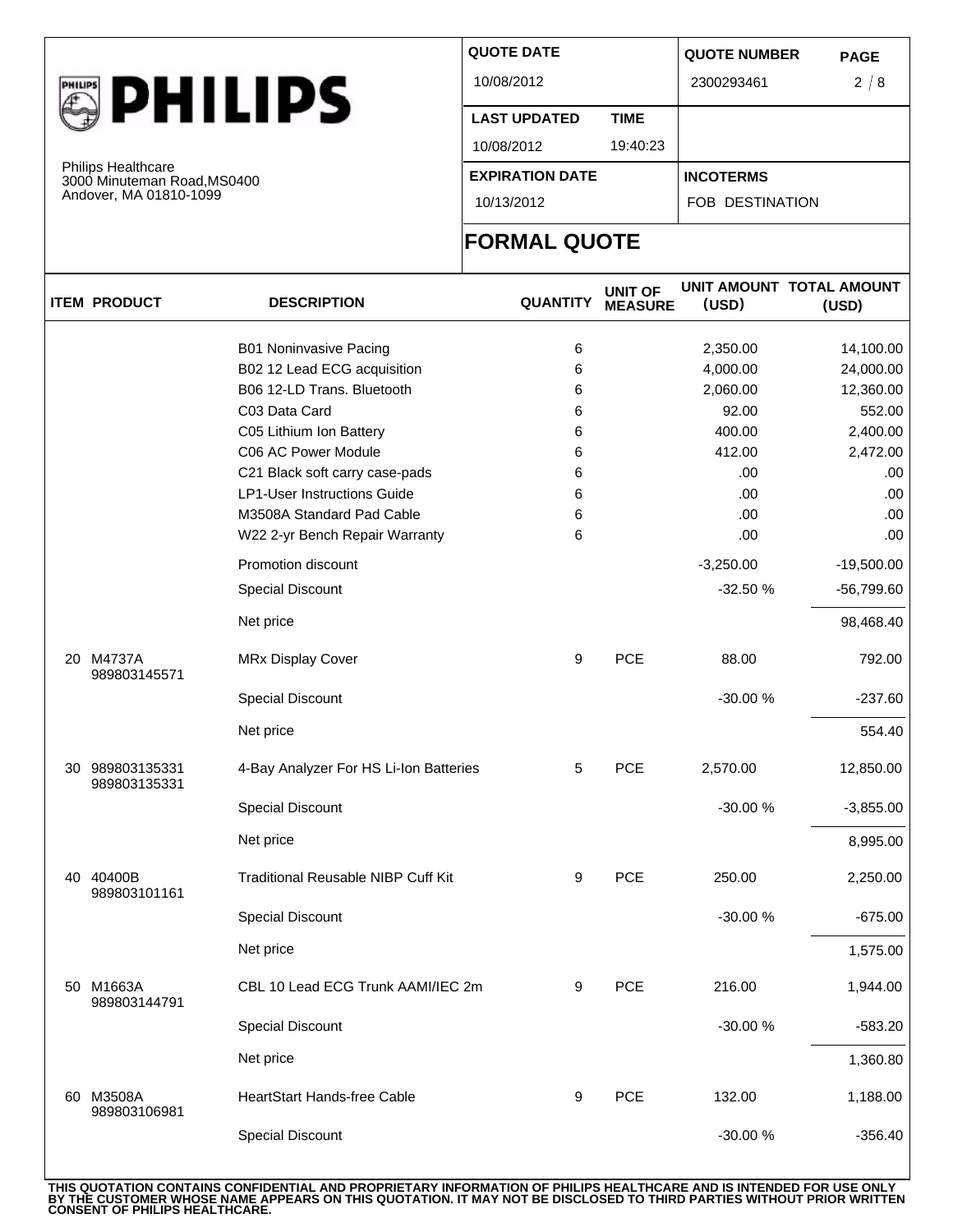**PHILIPS**

Philips Healthcare
3000 Minuteman Road,MS0400
Andover, MA 01810-1099

| QUOTE DATE | | QUOTE NUMBER | PAGE |
|---|---|---|---|
| 10/08/2012 | | 2300293461 | 2 / 8 |
| LAST UPDATED | TIME | | |
| 10/08/2012 | 19:40:23 | | |
| EXPIRATION DATE | | INCOTERMS | |
| 10/13/2012 | | FOB DESTINATION | |

# FORMAL QUOTE

| ITEM | PRODUCT | DESCRIPTION | QUANTITY | UNIT OF MEASURE | UNIT AMOUNT (USD) | TOTAL AMOUNT (USD) |
|---|---|---|---|---|---|---|
| | | B01 Noninvasive Pacing | 6 | | 2,350.00 | 14,100.00 |
| | | B02 12 Lead ECG acquisition | 6 | | 4,000.00 | 24,000.00 |
| | | B06 12-LD Trans. Bluetooth | 6 | | 2,060.00 | 12,360.00 |
| | | C03 Data Card | 6 | | 92.00 | 552.00 |
| | | C05 Lithium Ion Battery | 6 | | 400.00 | 2,400.00 |
| | | C06 AC Power Module | 6 | | 412.00 | 2,472.00 |
| | | C21 Black soft carry case-pads | 6 | | .00 | .00 |
| | | LP1-User Instructions Guide | 6 | | .00 | .00 |
| | | M3508A Standard Pad Cable | 6 | | .00 | .00 |
| | | W22 2-yr Bench Repair Warranty | 6 | | .00 | .00 |
| | | Promotion discount | | | -3,250.00 | -19,500.00 |
| | | Special Discount | | | -32.50 % | -56,799.60 |
| | | Net price | | | | 98,468.40 |
| 20 | M4737A 989803145571 | MRx Display Cover | 9 | PCE | 88.00 | 792.00 |
| | | Special Discount | | | -30.00 % | -237.60 |
| | | Net price | | | | 554.40 |
| 30 | 989803135331 989803135331 | 4-Bay Analyzer For HS Li-Ion Batteries | 5 | PCE | 2,570.00 | 12,850.00 |
| | | Special Discount | | | -30.00 % | -3,855.00 |
| | | Net price | | | | 8,995.00 |
| 40 | 40400B 989803101161 | Traditional Reusable NIBP Cuff Kit | 9 | PCE | 250.00 | 2,250.00 |
| | | Special Discount | | | -30.00 % | -675.00 |
| | | Net price | | | | 1,575.00 |
| 50 | M1663A 989803144791 | CBL 10 Lead ECG Trunk AAMI/IEC 2m | 9 | PCE | 216.00 | 1,944.00 |
| | | Special Discount | | | -30.00 % | -583.20 |
| | | Net price | | | | 1,360.80 |
| 60 | M3508A 989803106981 | HeartStart Hands-free Cable | 9 | PCE | 132.00 | 1,188.00 |
| | | Special Discount | | | -30.00 % | -356.40 |

**THIS QUOTATION CONTAINS CONFIDENTIAL AND PROPRIETARY INFORMATION OF PHILIPS HEALTHCARE AND IS INTENDED FOR USE ONLY BY THE CUSTOMER WHOSE NAME APPEARS ON THIS QUOTATION. IT MAY NOT BE DISCLOSED TO THIRD PARTIES WITHOUT PRIOR WRITTEN CONSENT OF PHILIPS HEALTHCARE.**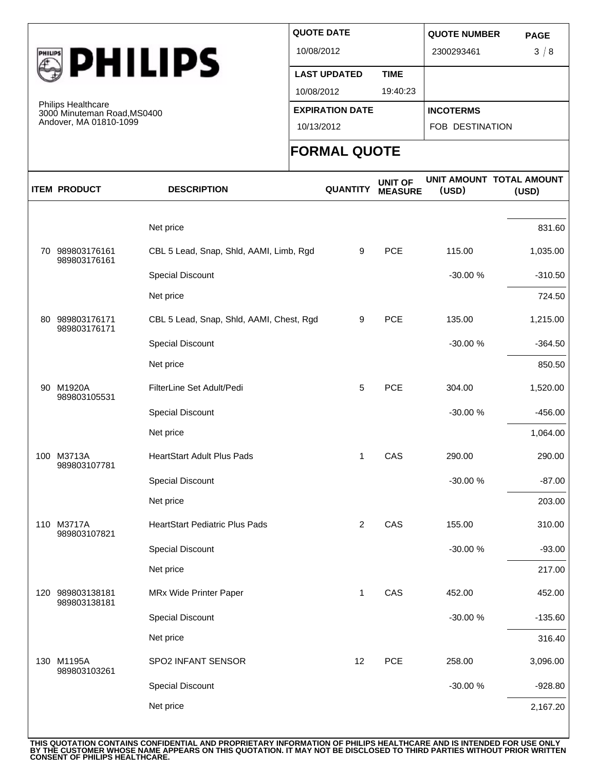![PHILIPS]

Philips Healthcare
3000 Minuteman Road,MS0400
Andover, MA 01810-1099

| QUOTE DATE | | QUOTE NUMBER | PAGE |
|---|---|---|---|
| 10/08/2012 | | 2300293461 | 3 / 8 |
| LAST UPDATED | TIME | | |
| 10/08/2012 | 19:40:23 | | |
| EXPIRATION DATE | | INCOTERMS | |
| 10/13/2012 | | FOB DESTINATION | |

## FORMAL QUOTE

| ITEM | PRODUCT | DESCRIPTION | QUANTITY | UNIT OF MEASURE | UNIT AMOUNT (USD) | TOTAL AMOUNT (USD) |
|---|---|---|---|---|---|---|
| | | Net price | | | | 831.60 |
| 70 | 989803176161 989803176161 | CBL 5 Lead, Snap, Shld, AAMI, Limb, Rgd | 9 | PCE | 115.00 | 1,035.00 |
| | | Special Discount | | | -30.00 % | -310.50 |
| | | Net price | | | | 724.50 |
| 80 | 989803176171 989803176171 | CBL 5 Lead, Snap, Shld, AAMI, Chest, Rgd | 9 | PCE | 135.00 | 1,215.00 |
| | | Special Discount | | | -30.00 % | -364.50 |
| | | Net price | | | | 850.50 |
| 90 | M1920A 989803105531 | FilterLine Set Adult/Pedi | 5 | PCE | 304.00 | 1,520.00 |
| | | Special Discount | | | -30.00 % | -456.00 |
| | | Net price | | | | 1,064.00 |
| 100 | M3713A 989803107781 | HeartStart Adult Plus Pads | 1 | CAS | 290.00 | 290.00 |
| | | Special Discount | | | -30.00 % | -87.00 |
| | | Net price | | | | 203.00 |
| 110 | M3717A 989803107821 | HeartStart Pediatric Plus Pads | 2 | CAS | 155.00 | 310.00 |
| | | Special Discount | | | -30.00 % | -93.00 |
| | | Net price | | | | 217.00 |
| 120 | 989803138181 989803138181 | MRx Wide Printer Paper | 1 | CAS | 452.00 | 452.00 |
| | | Special Discount | | | -30.00 % | -135.60 |
| | | Net price | | | | 316.40 |
| 130 | M1195A 989803103261 | SPO2 INFANT SENSOR | 12 | PCE | 258.00 | 3,096.00 |
| | | Special Discount | | | -30.00 % | -928.80 |
| | | Net price | | | | 2,167.20 |

**THIS QUOTATION CONTAINS CONFIDENTIAL AND PROPRIETARY INFORMATION OF PHILIPS HEALTHCARE AND IS INTENDED FOR USE ONLY BY THE CUSTOMER WHOSE NAME APPEARS ON THIS QUOTATION. IT MAY NOT BE DISCLOSED TO THIRD PARTIES WITHOUT PRIOR WRITTEN CONSENT OF PHILIPS HEALTHCARE.**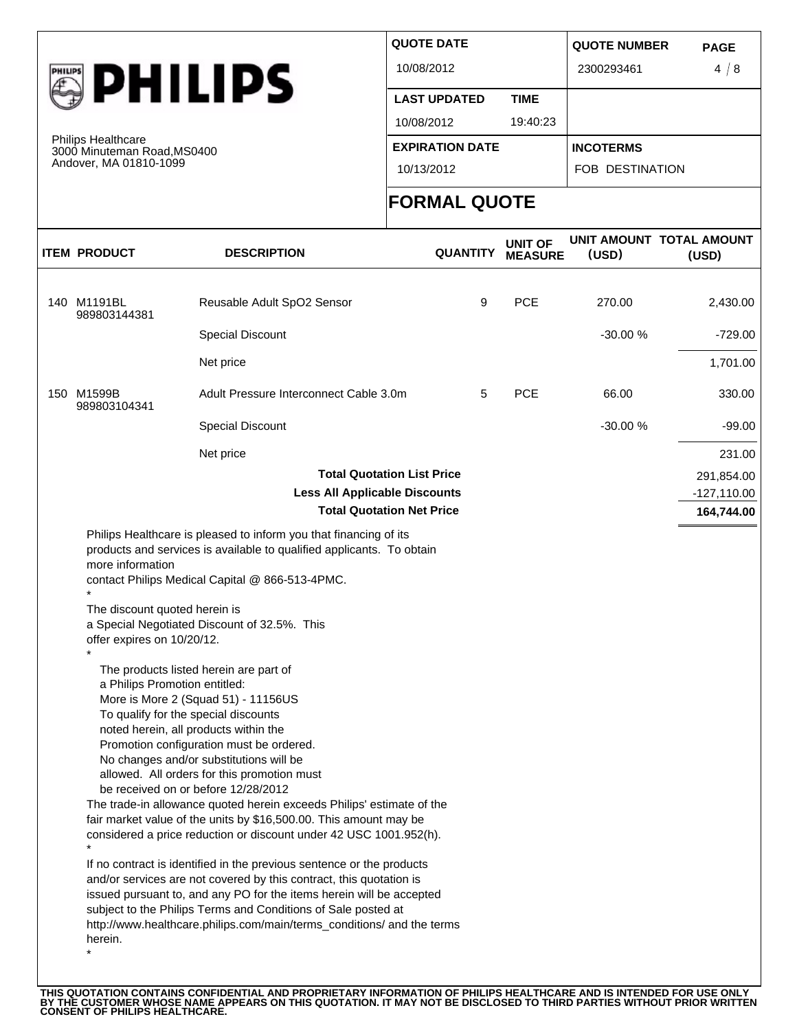PHILIPS

Philips Healthcare
3000 Minuteman Road,MS0400
Andover, MA 01810-1099

| QUOTE DATE | | QUOTE NUMBER |
|---|---|---|
| 10/08/2012 | | 2300293461 |
| LAST UPDATED | TIME | |
| 10/08/2012 | 19:40:23 | |
| EXPIRATION DATE | | INCOTERMS |
| 10/13/2012 | | FOB DESTINATION |

# FORMAL QUOTE

| ITEM | PRODUCT | DESCRIPTION | QUANTITY | UNIT OF MEASURE | UNIT AMOUNT (USD) | TOTAL AMOUNT (USD) |
|---|---|---|---|---|---|---|
| 140 | M1191BL 989803144381 | Reusable Adult SpO2 Sensor | 9 | PCE | 270.00 | 2,430.00 |
| | | Special Discount | | | -30.00 % | -729.00 |
| | | Net price | | | | 1,701.00 |
| 150 | M1599B 989803104341 | Adult Pressure Interconnect Cable 3.0m | 5 | PCE | 66.00 | 330.00 |
| | | Special Discount | | | -30.00 % | -99.00 |
| | | Net price | | | | 231.00 |
| | | **Total Quotation List Price** | | | | 291,854.00 |
| | | **Less All Applicable Discounts** | | | | -127,110.00 |
| | | **Total Quotation Net Price** | | | | **164,744.00** |

Philips Healthcare is pleased to inform you that financing of its products and services is available to qualified applicants. To obtain more information contact Philips Medical Capital @ 866-513-4PMC.

*

The discount quoted herein is a Special Negotiated Discount of 32.5%. This offer expires on 10/20/12.

*

The products listed herein are part of a Philips Promotion entitled: More is More 2 (Squad 51) - 11156US
To qualify for the special discounts noted herein, all products within the Promotion configuration must be ordered. No changes and/or substitutions will be allowed. All orders for this promotion must be received on or before 12/28/2012

The trade-in allowance quoted herein exceeds Philips' estimate of the fair market value of the units by $16,500.00. This amount may be considered a price reduction or discount under 42 USC 1001.952(h).

*

If no contract is identified in the previous sentence or the products and/or services are not covered by this contract, this quotation is issued pursuant to, and any PO for the items herein will be accepted subject to the Philips Terms and Conditions of Sale posted at http://www.healthcare.philips.com/main/terms_conditions/ and the terms herein.

*

**THIS QUOTATION CONTAINS CONFIDENTIAL AND PROPRIETARY INFORMATION OF PHILIPS HEALTHCARE AND IS INTENDED FOR USE ONLY BY THE CUSTOMER WHOSE NAME APPEARS ON THIS QUOTATION. IT MAY NOT BE DISCLOSED TO THIRD PARTIES WITHOUT PRIOR WRITTEN CONSENT OF PHILIPS HEALTHCARE.**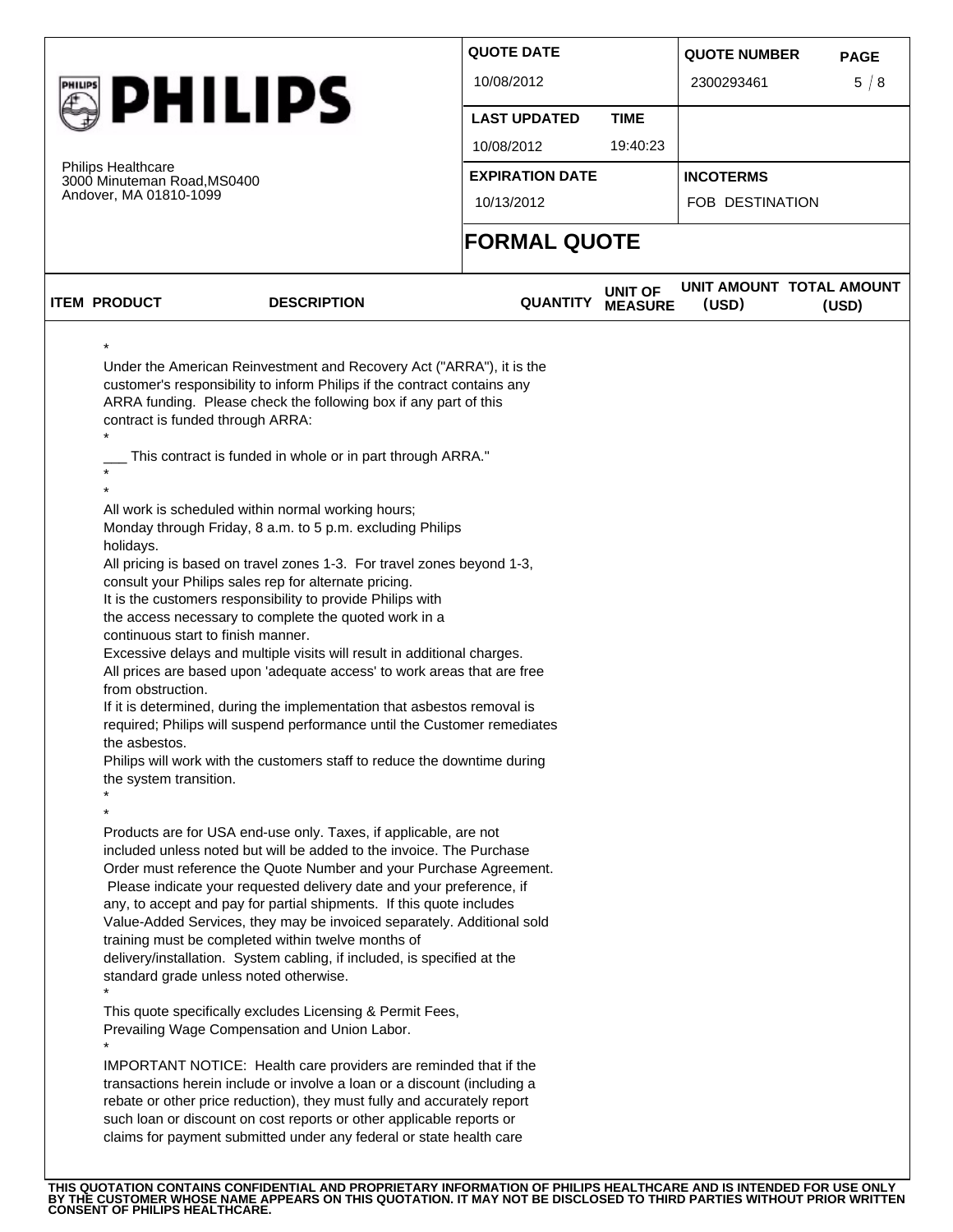| QUOTE DATE | | QUOTE NUMBER | PAGE |
|---|---|---|---|
| 10/08/2012 | | 2300293461 | 5 / 8 |
| LAST UPDATED | TIME | | |
| 10/08/2012 | 19:40:23 | | |
| EXPIRATION DATE | | INCOTERMS | |
| 10/13/2012 | | FOB DESTINATION | |

**PHILIPS**

Philips Healthcare
3000 Minuteman Road,MS0400
Andover, MA 01810-1099

## FORMAL QUOTE

| ITEM | PRODUCT | DESCRIPTION | QUANTITY | UNIT OF MEASURE | UNIT AMOUNT (USD) | TOTAL AMOUNT (USD) |
|---|---|---|---|---|---|---|

*

Under the American Reinvestment and Recovery Act ("ARRA"), it is the customer's responsibility to inform Philips if the contract contains any ARRA funding. Please check the following box if any part of this contract is funded through ARRA:

*

___ This contract is funded in whole or in part through ARRA."

*

*

All work is scheduled within normal working hours;
Monday through Friday, 8 a.m. to 5 p.m. excluding Philips holidays.
All pricing is based on travel zones 1-3. For travel zones beyond 1-3, consult your Philips sales rep for alternate pricing.
It is the customers responsibility to provide Philips with the access necessary to complete the quoted work in a continuous start to finish manner.
Excessive delays and multiple visits will result in additional charges.
All prices are based upon 'adequate access' to work areas that are free from obstruction.
If it is determined, during the implementation that asbestos removal is required; Philips will suspend performance until the Customer remediates the asbestos.
Philips will work with the customers staff to reduce the downtime during the system transition.

*

*

Products are for USA end-use only. Taxes, if applicable, are not included unless noted but will be added to the invoice. The Purchase Order must reference the Quote Number and your Purchase Agreement. Please indicate your requested delivery date and your preference, if any, to accept and pay for partial shipments. If this quote includes Value-Added Services, they may be invoiced separately. Additional sold training must be completed within twelve months of delivery/installation. System cabling, if included, is specified at the standard grade unless noted otherwise.

*

This quote specifically excludes Licensing & Permit Fees, Prevailing Wage Compensation and Union Labor.

*

IMPORTANT NOTICE: Health care providers are reminded that if the transactions herein include or involve a loan or a discount (including a rebate or other price reduction), they must fully and accurately report such loan or discount on cost reports or other applicable reports or claims for payment submitted under any federal or state health care

THIS QUOTATION CONTAINS CONFIDENTIAL AND PROPRIETARY INFORMATION OF PHILIPS HEALTHCARE AND IS INTENDED FOR USE ONLY BY THE CUSTOMER WHOSE NAME APPEARS ON THIS QUOTATION. IT MAY NOT BE DISCLOSED TO THIRD PARTIES WITHOUT PRIOR WRITTEN CONSENT OF PHILIPS HEALTHCARE.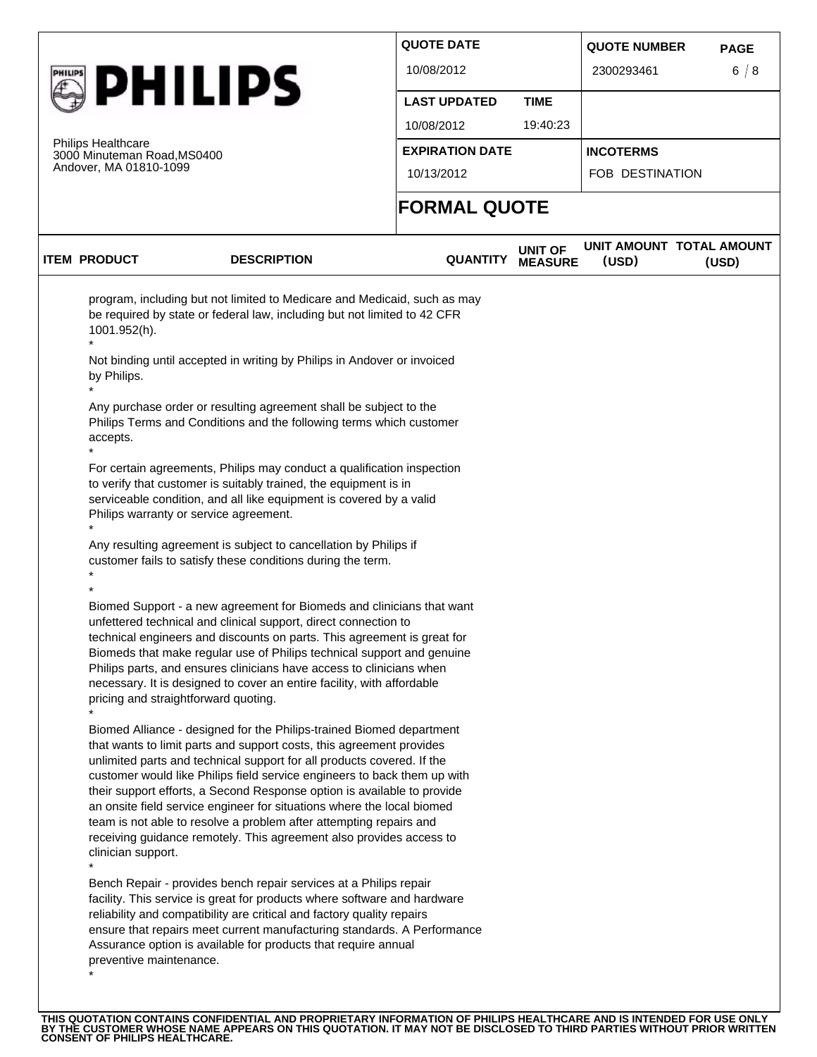| QUOTE DATE | | QUOTE NUMBER |
|---|---|---|
| 10/08/2012 | | 2300293461 |
| LAST UPDATED | TIME | |
| 10/08/2012 | 19:40:23 | |
| EXPIRATION DATE | | INCOTERMS |
| 10/13/2012 | | FOB DESTINATION |

Philips Healthcare
3000 Minuteman Road,MS0400
Andover, MA 01810-1099

# FORMAL QUOTE

| ITEM | PRODUCT | DESCRIPTION | QUANTITY | UNIT OF MEASURE | UNIT AMOUNT (USD) | TOTAL AMOUNT (USD) |
|---|---|---|---|---|---|---|

program, including but not limited to Medicare and Medicaid, such as may be required by state or federal law, including but not limited to 42 CFR 1001.952(h).

*

Not binding until accepted in writing by Philips in Andover or invoiced by Philips.

*

Any purchase order or resulting agreement shall be subject to the Philips Terms and Conditions and the following terms which customer accepts.

*

For certain agreements, Philips may conduct a qualification inspection to verify that customer is suitably trained, the equipment is in serviceable condition, and all like equipment is covered by a valid Philips warranty or service agreement.

*

Any resulting agreement is subject to cancellation by Philips if customer fails to satisfy these conditions during the term.

*

*

Biomed Support - a new agreement for Biomeds and clinicians that want unfettered technical and clinical support, direct connection to technical engineers and discounts on parts. This agreement is great for Biomeds that make regular use of Philips technical support and genuine Philips parts, and ensures clinicians have access to clinicians when necessary. It is designed to cover an entire facility, with affordable pricing and straightforward quoting.

*

Biomed Alliance - designed for the Philips-trained Biomed department that wants to limit parts and support costs, this agreement provides unlimited parts and technical support for all products covered. If the customer would like Philips field service engineers to back them up with their support efforts, a Second Response option is available to provide an onsite field service engineer for situations where the local biomed team is not able to resolve a problem after attempting repairs and receiving guidance remotely. This agreement also provides access to clinician support.

*

Bench Repair - provides bench repair services at a Philips repair facility. This service is great for products where software and hardware reliability and compatibility are critical and factory quality repairs ensure that repairs meet current manufacturing standards. A Performance Assurance option is available for products that require annual preventive maintenance.

*

**THIS QUOTATION CONTAINS CONFIDENTIAL AND PROPRIETARY INFORMATION OF PHILIPS HEALTHCARE AND IS INTENDED FOR USE ONLY BY THE CUSTOMER WHOSE NAME APPEARS ON THIS QUOTATION. IT MAY NOT BE DISCLOSED TO THIRD PARTIES WITHOUT PRIOR WRITTEN CONSENT OF PHILIPS HEALTHCARE.**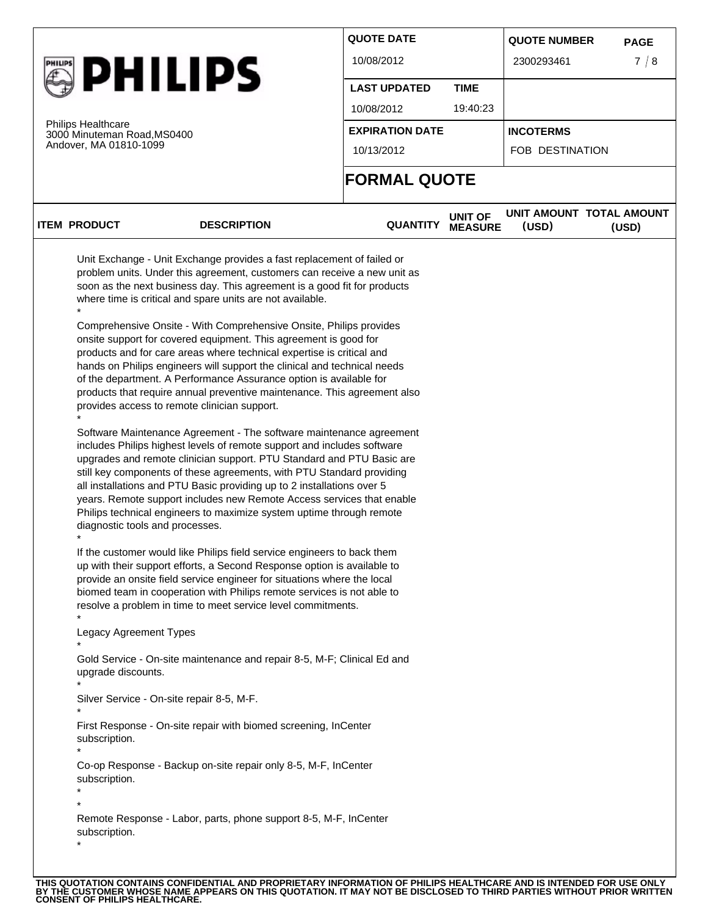**PHILIPS**

Philips Healthcare
3000 Minuteman Road,MS0400
Andover, MA 01810-1099

| QUOTE DATE | | QUOTE NUMBER | PAGE |
|---|---|---|---|
| 10/08/2012 | | 2300293461 | 7 / 8 |
| **LAST UPDATED** | **TIME** | | |
| 10/08/2012 | 19:40:23 | | |
| **EXPIRATION DATE** | | **INCOTERMS** | |
| 10/13/2012 | | FOB DESTINATION | |

## FORMAL QUOTE

| ITEM | PRODUCT | DESCRIPTION | QUANTITY | UNIT OF MEASURE | UNIT AMOUNT (USD) | TOTAL AMOUNT (USD) |
|---|---|---|---|---|---|---|

Unit Exchange - Unit Exchange provides a fast replacement of failed or problem units. Under this agreement, customers can receive a new unit as soon as the next business day. This agreement is a good fit for products where time is critical and spare units are not available.
*
Comprehensive Onsite - With Comprehensive Onsite, Philips provides onsite support for covered equipment. This agreement is good for products and for care areas where technical expertise is critical and hands on Philips engineers will support the clinical and technical needs of the department. A Performance Assurance option is available for products that require annual preventive maintenance. This agreement also provides access to remote clinician support.
*
Software Maintenance Agreement - The software maintenance agreement includes Philips highest levels of remote support and includes software upgrades and remote clinician support. PTU Standard and PTU Basic are still key components of these agreements, with PTU Standard providing all installations and PTU Basic providing up to 2 installations over 5 years. Remote support includes new Remote Access services that enable Philips technical engineers to maximize system uptime through remote diagnostic tools and processes.
*
If the customer would like Philips field service engineers to back them up with their support efforts, a Second Response option is available to provide an onsite field service engineer for situations where the local biomed team in cooperation with Philips remote services is not able to resolve a problem in time to meet service level commitments.
*
Legacy Agreement Types
*
Gold Service - On-site maintenance and repair 8-5, M-F; Clinical Ed and upgrade discounts.
*
Silver Service - On-site repair 8-5, M-F.
*
First Response - On-site repair with biomed screening, InCenter subscription.
*
Co-op Response - Backup on-site repair only 8-5, M-F, InCenter subscription.
*
*
Remote Response - Labor, parts, phone support 8-5, M-F, InCenter subscription.
*

**THIS QUOTATION CONTAINS CONFIDENTIAL AND PROPRIETARY INFORMATION OF PHILIPS HEALTHCARE AND IS INTENDED FOR USE ONLY BY THE CUSTOMER WHOSE NAME APPEARS ON THIS QUOTATION. IT MAY NOT BE DISCLOSED TO THIRD PARTIES WITHOUT PRIOR WRITTEN CONSENT OF PHILIPS HEALTHCARE.**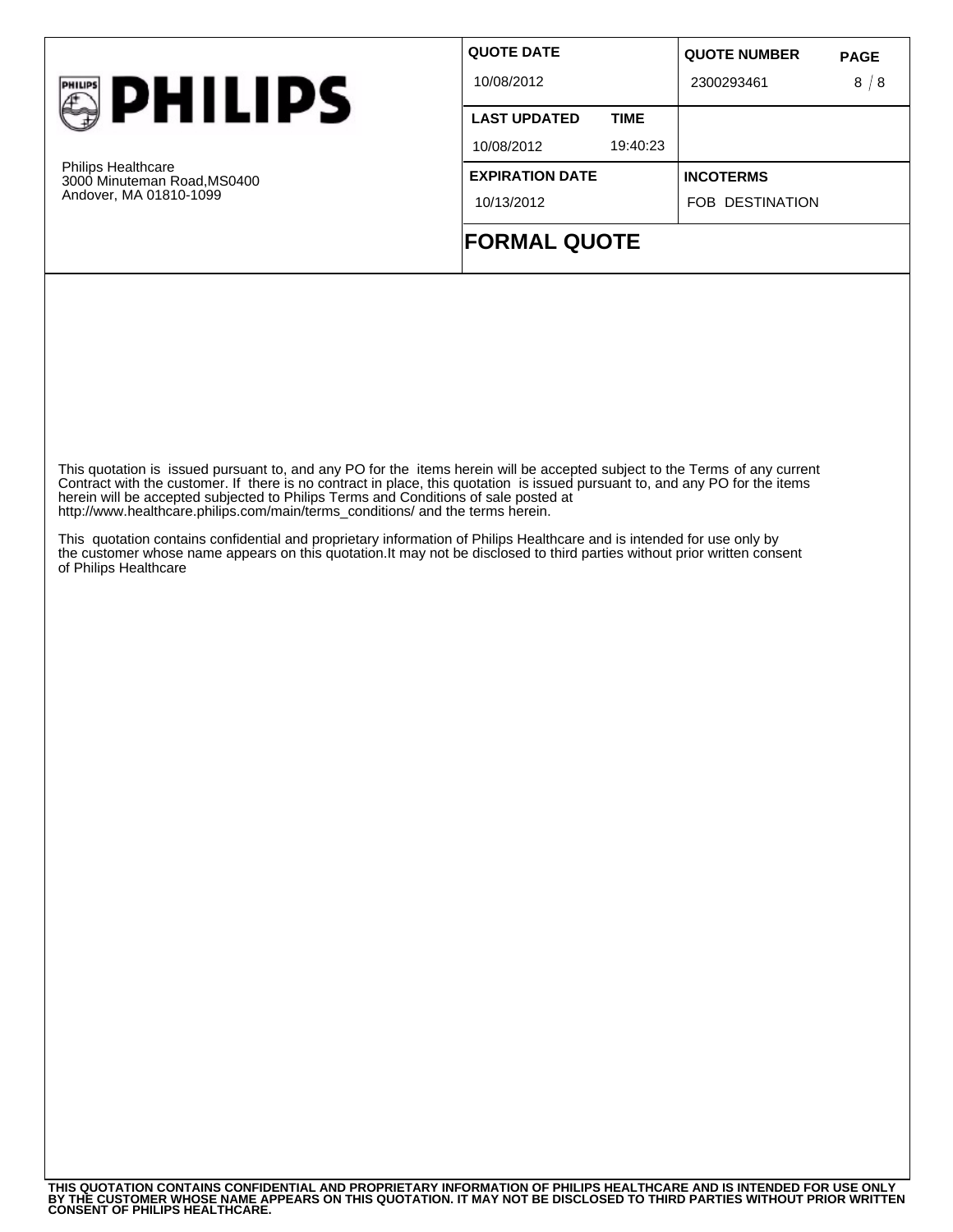PHILIPS

Philips Healthcare
3000 Minuteman Road,MS0400
Andover, MA 01810-1099

| QUOTE DATE | | QUOTE NUMBER |
|---|---|---|
| 10/08/2012 | | 2300293461 |
| LAST UPDATED | TIME | |
| 10/08/2012 | 19:40:23 | |
| EXPIRATION DATE | | INCOTERMS |
| 10/13/2012 | | FOB DESTINATION |

## FORMAL QUOTE

This quotation is issued pursuant to, and any PO for the items herein will be accepted subject to the Terms of any current Contract with the customer. If there is no contract in place, this quotation is issued pursuant to, and any PO for the items herein will be accepted subjected to Philips Terms and Conditions of sale posted at http://www.healthcare.philips.com/main/terms_conditions/ and the terms herein.

This quotation contains confidential and proprietary information of Philips Healthcare and is intended for use only by the customer whose name appears on this quotation.It may not be disclosed to third parties without prior written consent of Philips Healthcare